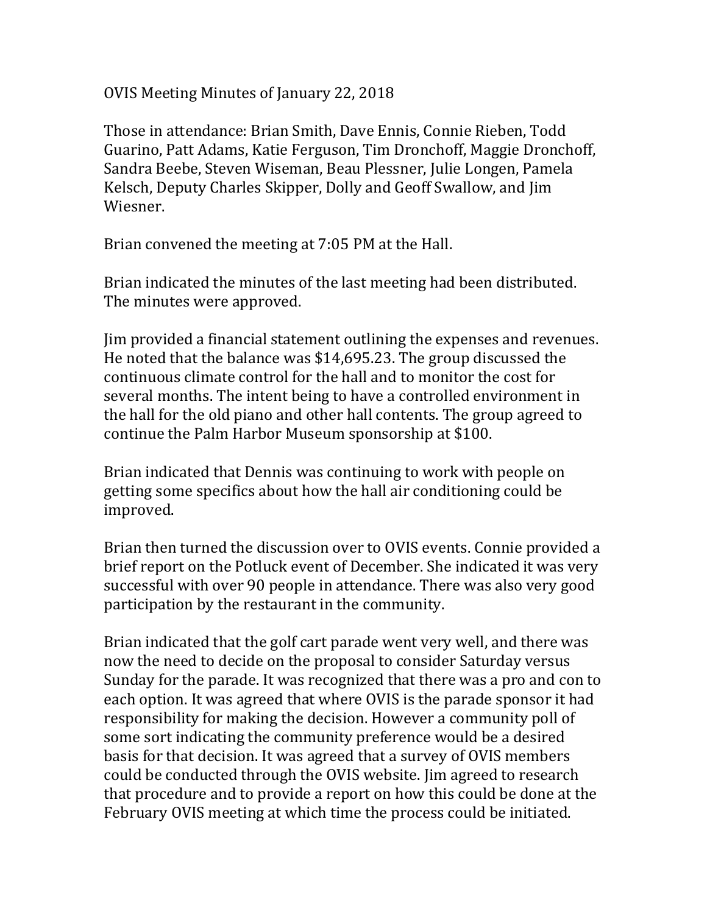OVIS Meeting Minutes of January 22, 2018

Those in attendance: Brian Smith, Dave Ennis, Connie Rieben, Todd Guarino, Patt Adams, Katie Ferguson, Tim Dronchoff, Maggie Dronchoff, Sandra Beebe, Steven Wiseman, Beau Plessner, Julie Longen, Pamela Kelsch, Deputy Charles Skipper, Dolly and Geoff Swallow, and Jim Wiesner.

Brian convened the meeting at 7:05 PM at the Hall.

Brian indicated the minutes of the last meeting had been distributed. The minutes were approved.

Jim provided a financial statement outlining the expenses and revenues. He noted that the balance was $14,695.23. The group discussed the continuous climate control for the hall and to monitor the cost for several months. The intent being to have a controlled environment in the hall for the old piano and other hall contents. The group agreed to continue the Palm Harbor Museum sponsorship at $100.

Brian indicated that Dennis was continuing to work with people on getting some specifics about how the hall air conditioning could be improved.

Brian then turned the discussion over to OVIS events. Connie provided a brief report on the Potluck event of December. She indicated it was very successful with over 90 people in attendance. There was also very good participation by the restaurant in the community.

Brian indicated that the golf cart parade went very well, and there was now the need to decide on the proposal to consider Saturday versus Sunday for the parade. It was recognized that there was a pro and con to each option. It was agreed that where OVIS is the parade sponsor it had responsibility for making the decision. However a community poll of some sort indicating the community preference would be a desired basis for that decision. It was agreed that a survey of OVIS members could be conducted through the OVIS website. Jim agreed to research that procedure and to provide a report on how this could be done at the February OVIS meeting at which time the process could be initiated.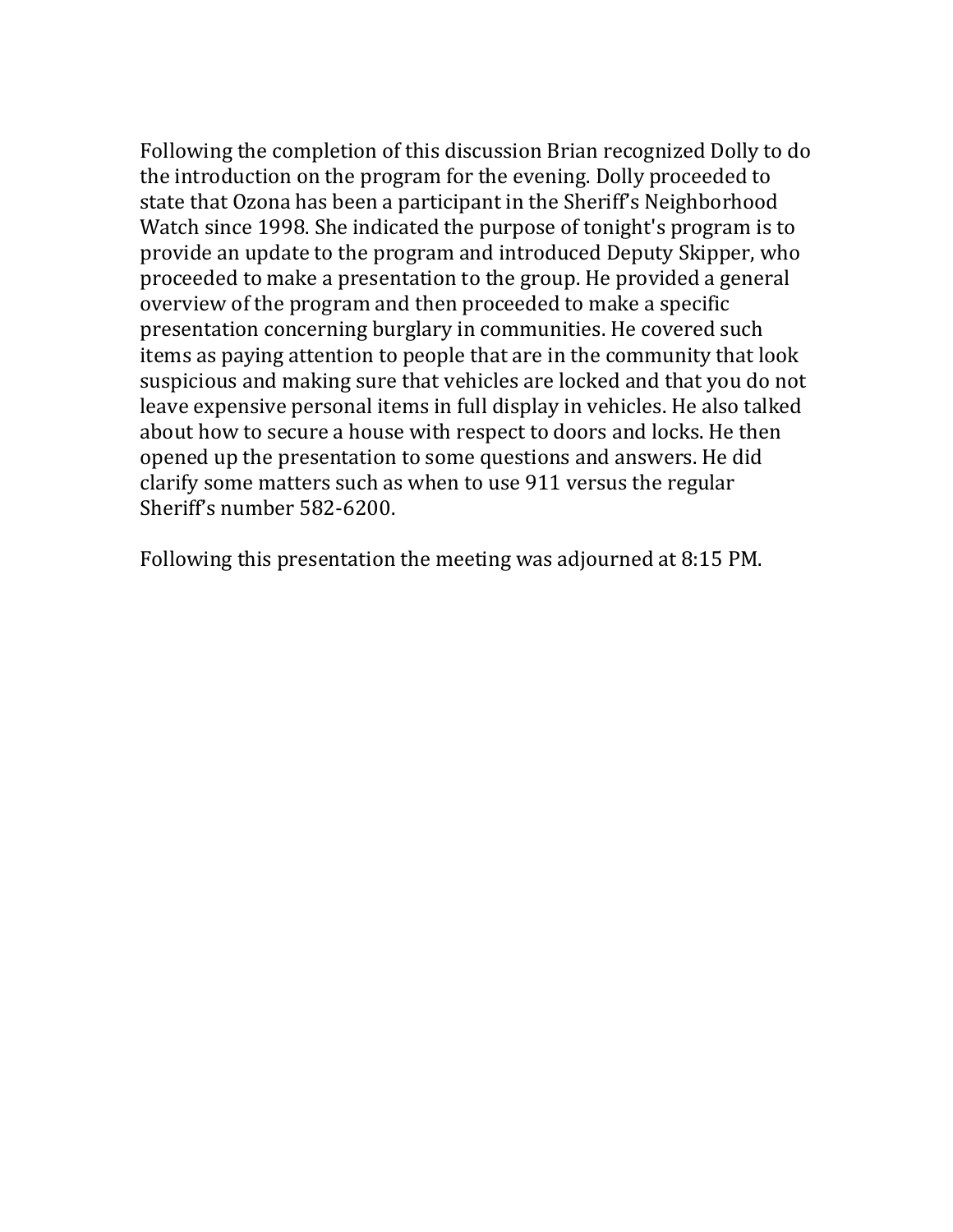Following the completion of this discussion Brian recognized Dolly to do the introduction on the program for the evening. Dolly proceeded to state that Ozona has been a participant in the Sheriff's Neighborhood Watch since 1998. She indicated the purpose of tonight's program is to provide an update to the program and introduced Deputy Skipper, who proceeded to make a presentation to the group. He provided a general overview of the program and then proceeded to make a specific presentation concerning burglary in communities. He covered such items as paying attention to people that are in the community that look suspicious and making sure that vehicles are locked and that you do not leave expensive personal items in full display in vehicles. He also talked about how to secure a house with respect to doors and locks. He then opened up the presentation to some questions and answers. He did clarify some matters such as when to use 911 versus the regular Sheriff's number 582-6200.

Following this presentation the meeting was adjourned at 8:15 PM.